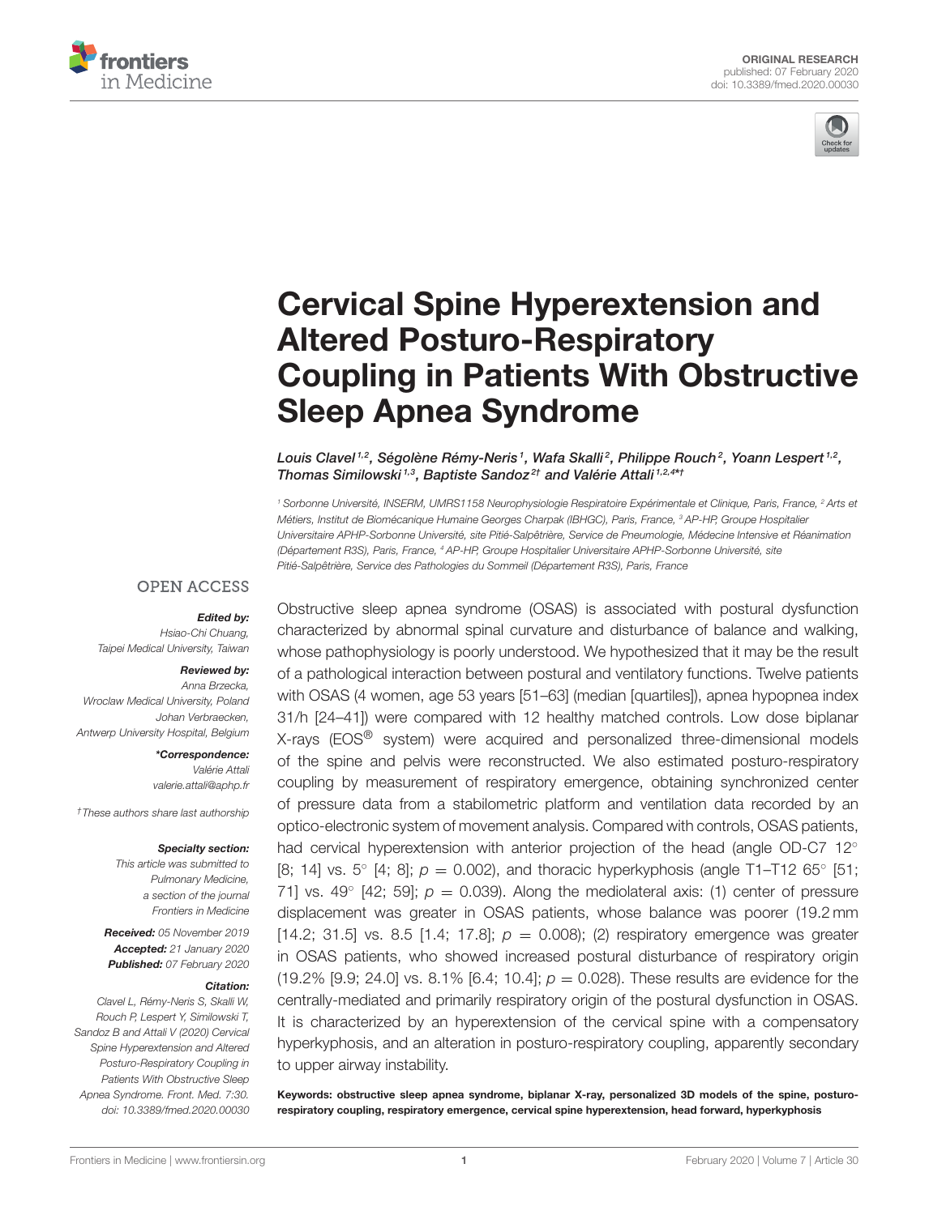ORIGINAL RESEARCH
published: 07 February 2020
doi: 10.3389/fmed.2020.00030

# Cervical Spine Hyperextension and Altered Posturo-Respiratory Coupling in Patients With Obstructive Sleep Apnea Syndrome

*Louis Clavel[1,2], Ségolène Rémy-Neris[1], Wafa Skalli[2], Philippe Rouch[2], Yoann Lespert[1,2], Thomas Similowski[1,3], Baptiste Sandoz[2†] and Valérie Attali[1,2,4*†]*

[1] Sorbonne Université, INSERM, UMRS1158 Neurophysiologie Respiratoire Expérimentale et Clinique, Paris, France, [2] Arts et Métiers, Institut de Biomécanique Humaine Georges Charpak (IBHGC), Paris, France, [3] AP-HP, Groupe Hospitalier Universitaire APHP-Sorbonne Université, site Pitié-Salpêtrière, Service de Pneumologie, Médecine Intensive et Réanimation (Département R3S), Paris, France, [4] AP-HP, Groupe Hospitalier Universitaire APHP-Sorbonne Université, site Pitié-Salpêtrière, Service des Pathologies du Sommeil (Département R3S), Paris, France

OPEN ACCESS

**Edited by:**
Hsiao-Chi Chuang,
Taipei Medical University, Taiwan

**Reviewed by:**
Anna Brzecka,
Wroclaw Medical University, Poland
Johan Verbraecken,
Antwerp University Hospital, Belgium

***Correspondence:**
Valérie Attali
valerie.attali@aphp.fr

†These authors share last authorship

**Specialty section:**
This article was submitted to Pulmonary Medicine, a section of the journal Frontiers in Medicine

**Received:** 05 November 2019
**Accepted:** 21 January 2020
**Published:** 07 February 2020

**Citation:**
Clavel L, Rémy-Neris S, Skalli W, Rouch P, Lespert Y, Similowski T, Sandoz B and Attali V (2020) Cervical Spine Hyperextension and Altered Posturo-Respiratory Coupling in Patients With Obstructive Sleep Apnea Syndrome. Front. Med. 7:30. doi: 10.3389/fmed.2020.00030

Obstructive sleep apnea syndrome (OSAS) is associated with postural dysfunction characterized by abnormal spinal curvature and disturbance of balance and walking, whose pathophysiology is poorly understood. We hypothesized that it may be the result of a pathological interaction between postural and ventilatory functions. Twelve patients with OSAS (4 women, age 53 years [51–63] (median [quartiles]), apnea hypopnea index 31/h [24–41]) were compared with 12 healthy matched controls. Low dose biplanar X-rays (EOS® system) were acquired and personalized three-dimensional models of the spine and pelvis were reconstructed. We also estimated posturo-respiratory coupling by measurement of respiratory emergence, obtaining synchronized center of pressure data from a stabilometric platform and ventilation data recorded by an optico-electronic system of movement analysis. Compared with controls, OSAS patients, had cervical hyperextension with anterior projection of the head (angle OD-C7 12° [8; 14] vs. 5° [4; 8]; $p = 0.002$), and thoracic hyperkyphosis (angle T1–T12 65° [51; 71] vs. 49° [42; 59]; $p = 0.039$). Along the mediolateral axis: (1) center of pressure displacement was greater in OSAS patients, whose balance was poorer (19.2 mm [14.2; 31.5] vs. 8.5 [1.4; 17.8]; $p = 0.008$); (2) respiratory emergence was greater in OSAS patients, who showed increased postural disturbance of respiratory origin (19.2% [9.9; 24.0] vs. 8.1% [6.4; 10.4]; $p = 0.028$). These results are evidence for the centrally-mediated and primarily respiratory origin of the postural dysfunction in OSAS. It is characterized by an hyperextension of the cervical spine with a compensatory hyperkyphosis, and an alteration in posturo-respiratory coupling, apparently secondary to upper airway instability.

**Keywords: obstructive sleep apnea syndrome, biplanar X-ray, personalized 3D models of the spine, posturo-respiratory coupling, respiratory emergence, cervical spine hyperextension, head forward, hyperkyphosis**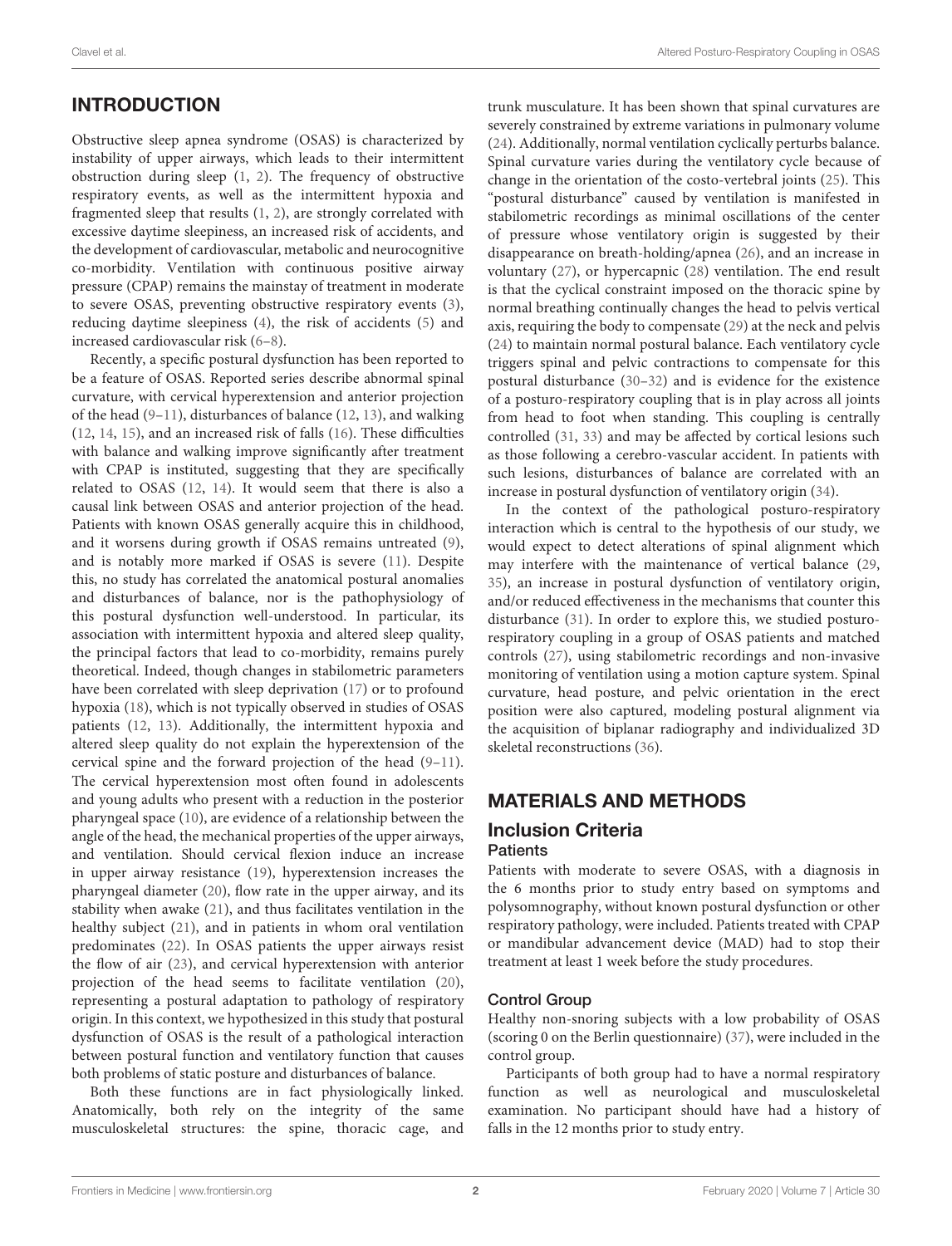## INTRODUCTION

Obstructive sleep apnea syndrome (OSAS) is characterized by instability of upper airways, which leads to their intermittent obstruction during sleep (1, 2). The frequency of obstructive respiratory events, as well as the intermittent hypoxia and fragmented sleep that results (1, 2), are strongly correlated with excessive daytime sleepiness, an increased risk of accidents, and the development of cardiovascular, metabolic and neurocognitive co-morbidity. Ventilation with continuous positive airway pressure (CPAP) remains the mainstay of treatment in moderate to severe OSAS, preventing obstructive respiratory events (3), reducing daytime sleepiness (4), the risk of accidents (5) and increased cardiovascular risk (6–8).

Recently, a specific postural dysfunction has been reported to be a feature of OSAS. Reported series describe abnormal spinal curvature, with cervical hyperextension and anterior projection of the head (9–11), disturbances of balance (12, 13), and walking (12, 14, 15), and an increased risk of falls (16). These difficulties with balance and walking improve significantly after treatment with CPAP is instituted, suggesting that they are specifically related to OSAS (12, 14). It would seem that there is also a causal link between OSAS and anterior projection of the head. Patients with known OSAS generally acquire this in childhood, and it worsens during growth if OSAS remains untreated (9), and is notably more marked if OSAS is severe (11). Despite this, no study has correlated the anatomical postural anomalies and disturbances of balance, nor is the pathophysiology of this postural dysfunction well-understood. In particular, its association with intermittent hypoxia and altered sleep quality, the principal factors that lead to co-morbidity, remains purely theoretical. Indeed, though changes in stabilometric parameters have been correlated with sleep deprivation (17) or to profound hypoxia (18), which is not typically observed in studies of OSAS patients (12, 13). Additionally, the intermittent hypoxia and altered sleep quality do not explain the hyperextension of the cervical spine and the forward projection of the head (9–11). The cervical hyperextension most often found in adolescents and young adults who present with a reduction in the posterior pharyngeal space (10), are evidence of a relationship between the angle of the head, the mechanical properties of the upper airways, and ventilation. Should cervical flexion induce an increase in upper airway resistance (19), hyperextension increases the pharyngeal diameter (20), flow rate in the upper airway, and its stability when awake (21), and thus facilitates ventilation in the healthy subject (21), and in patients in whom oral ventilation predominates (22). In OSAS patients the upper airways resist the flow of air (23), and cervical hyperextension with anterior projection of the head seems to facilitate ventilation (20), representing a postural adaptation to pathology of respiratory origin. In this context, we hypothesized in this study that postural dysfunction of OSAS is the result of a pathological interaction between postural function and ventilatory function that causes both problems of static posture and disturbances of balance.

Both these functions are in fact physiologically linked. Anatomically, both rely on the integrity of the same musculoskeletal structures: the spine, thoracic cage, and trunk musculature. It has been shown that spinal curvatures are severely constrained by extreme variations in pulmonary volume (24). Additionally, normal ventilation cyclically perturbs balance. Spinal curvature varies during the ventilatory cycle because of change in the orientation of the costo-vertebral joints (25). This "postural disturbance" caused by ventilation is manifested in stabilometric recordings as minimal oscillations of the center of pressure whose ventilatory origin is suggested by their disappearance on breath-holding/apnea (26), and an increase in voluntary (27), or hypercapnic (28) ventilation. The end result is that the cyclical constraint imposed on the thoracic spine by normal breathing continually changes the head to pelvis vertical axis, requiring the body to compensate (29) at the neck and pelvis (24) to maintain normal postural balance. Each ventilatory cycle triggers spinal and pelvic contractions to compensate for this postural disturbance (30–32) and is evidence for the existence of a posturo-respiratory coupling that is in play across all joints from head to foot when standing. This coupling is centrally controlled (31, 33) and may be affected by cortical lesions such as those following a cerebro-vascular accident. In patients with such lesions, disturbances of balance are correlated with an increase in postural dysfunction of ventilatory origin (34).

In the context of the pathological posturo-respiratory interaction which is central to the hypothesis of our study, we would expect to detect alterations of spinal alignment which may interfere with the maintenance of vertical balance (29, 35), an increase in postural dysfunction of ventilatory origin, and/or reduced effectiveness in the mechanisms that counter this disturbance (31). In order to explore this, we studied posturo-respiratory coupling in a group of OSAS patients and matched controls (27), using stabilometric recordings and non-invasive monitoring of ventilation using a motion capture system. Spinal curvature, head posture, and pelvic orientation in the erect position were also captured, modeling postural alignment via the acquisition of biplanar radiography and individualized 3D skeletal reconstructions (36).

## MATERIALS AND METHODS

### Inclusion Criteria

#### Patients

Patients with moderate to severe OSAS, with a diagnosis in the 6 months prior to study entry based on symptoms and polysomnography, without known postural dysfunction or other respiratory pathology, were included. Patients treated with CPAP or mandibular advancement device (MAD) had to stop their treatment at least 1 week before the study procedures.

#### Control Group

Healthy non-snoring subjects with a low probability of OSAS (scoring 0 on the Berlin questionnaire) (37), were included in the control group.

Participants of both group had to have a normal respiratory function as well as neurological and musculoskeletal examination. No participant should have had a history of falls in the 12 months prior to study entry.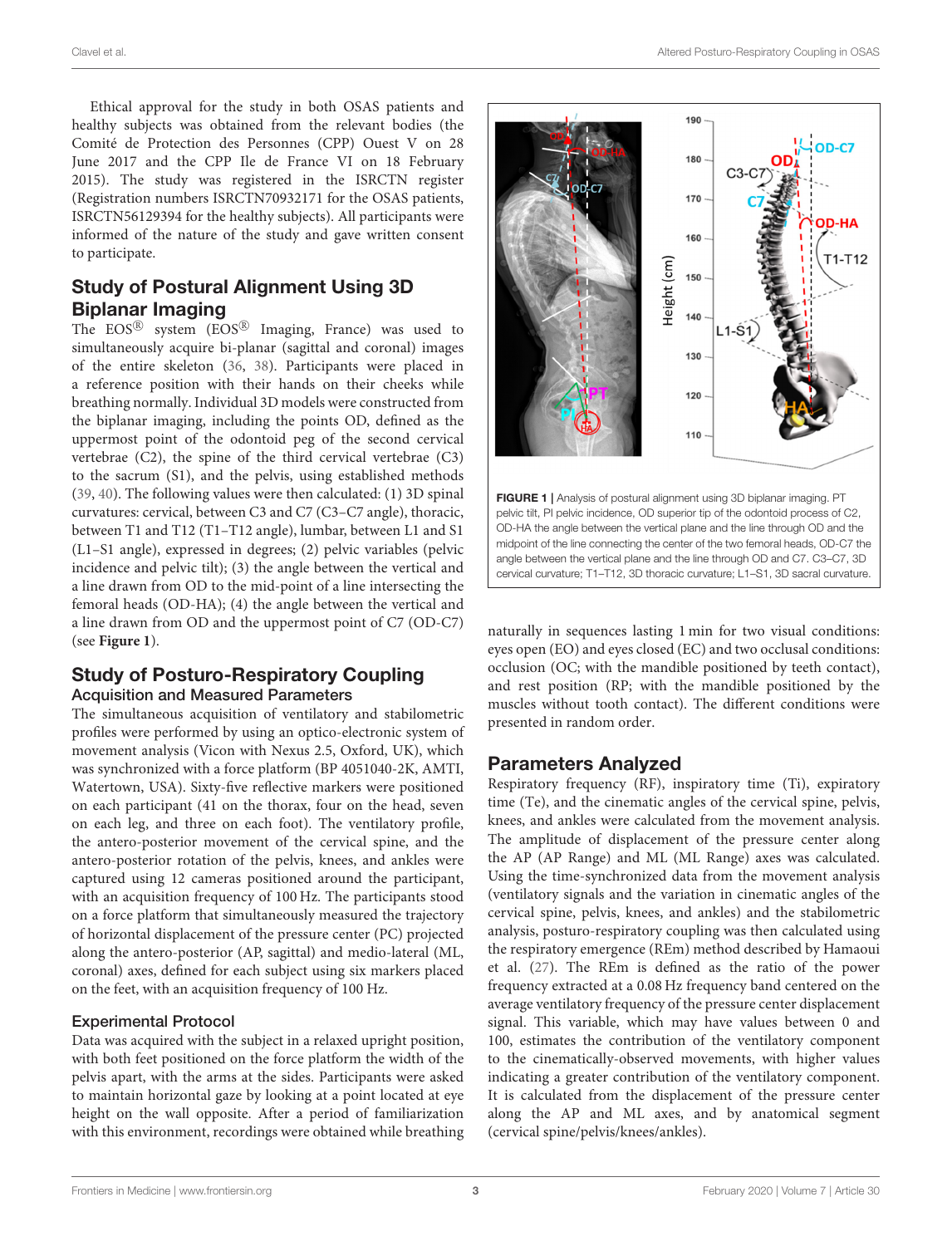Ethical approval for the study in both OSAS patients and healthy subjects was obtained from the relevant bodies (the Comité de Protection des Personnes (CPP) Ouest V on 28 June 2017 and the CPP Ile de France VI on 18 February 2015). The study was registered in the ISRCTN register (Registration numbers ISRCTN70932171 for the OSAS patients, ISRCTN56129394 for the healthy subjects). All participants were informed of the nature of the study and gave written consent to participate.

## Study of Postural Alignment Using 3D Biplanar Imaging

The EOS® system (EOS® Imaging, France) was used to simultaneously acquire bi-planar (sagittal and coronal) images of the entire skeleton (36, 38). Participants were placed in a reference position with their hands on their cheeks while breathing normally. Individual 3D models were constructed from the biplanar imaging, including the points OD, defined as the uppermost point of the odontoid peg of the second cervical vertebrae (C2), the spine of the third cervical vertebrae (C3) to the sacrum (S1), and the pelvis, using established methods (39, 40). The following values were then calculated: (1) 3D spinal curvatures: cervical, between C3 and C7 (C3–C7 angle), thoracic, between T1 and T12 (T1–T12 angle), lumbar, between L1 and S1 (L1–S1 angle), expressed in degrees; (2) pelvic variables (pelvic incidence and pelvic tilt); (3) the angle between the vertical and a line drawn from OD to the mid-point of a line intersecting the femoral heads (OD-HA); (4) the angle between the vertical and a line drawn from OD and the uppermost point of C7 (OD-C7) (see **Figure 1**).

**FIGURE 1 |** Analysis of postural alignment using 3D biplanar imaging. PT pelvic tilt, PI pelvic incidence, OD superior tip of the odontoid process of C2, OD-HA the angle between the vertical plane and the line through OD and the midpoint of the line connecting the center of the two femoral heads, OD-C7 the angle between the vertical plane and the line through OD and C7. C3–C7, 3D cervical curvature; T1–T12, 3D thoracic curvature; L1–S1, 3D sacral curvature.

## Study of Posturo-Respiratory Coupling

### Acquisition and Measured Parameters

The simultaneous acquisition of ventilatory and stabilometric profiles were performed by using an optico-electronic system of movement analysis (Vicon with Nexus 2.5, Oxford, UK), which was synchronized with a force platform (BP 4051040-2K, AMTI, Watertown, USA). Sixty-five reflective markers were positioned on each participant (41 on the thorax, four on the head, seven on each leg, and three on each foot). The ventilatory profile, the antero-posterior movement of the cervical spine, and the antero-posterior rotation of the pelvis, knees, and ankles were captured using 12 cameras positioned around the participant, with an acquisition frequency of 100 Hz. The participants stood on a force platform that simultaneously measured the trajectory of horizontal displacement of the pressure center (PC) projected along the antero-posterior (AP, sagittal) and medio-lateral (ML, coronal) axes, defined for each subject using six markers placed on the feet, with an acquisition frequency of 100 Hz.

### Experimental Protocol

Data was acquired with the subject in a relaxed upright position, with both feet positioned on the force platform the width of the pelvis apart, with the arms at the sides. Participants were asked to maintain horizontal gaze by looking at a point located at eye height on the wall opposite. After a period of familiarization with this environment, recordings were obtained while breathing naturally in sequences lasting 1 min for two visual conditions: eyes open (EO) and eyes closed (EC) and two occlusal conditions: occlusion (OC; with the mandible positioned by teeth contact), and rest position (RP; with the mandible positioned by the muscles without tooth contact). The different conditions were presented in random order.

## Parameters Analyzed

Respiratory frequency (RF), inspiratory time (Ti), expiratory time (Te), and the cinematic angles of the cervical spine, pelvis, knees, and ankles were calculated from the movement analysis. The amplitude of displacement of the pressure center along the AP (AP Range) and ML (ML Range) axes was calculated. Using the time-synchronized data from the movement analysis (ventilatory signals and the variation in cinematic angles of the cervical spine, pelvis, knees, and ankles) and the stabilometric analysis, posturo-respiratory coupling was then calculated using the respiratory emergence (REm) method described by Hamaoui et al. (27). The REm is defined as the ratio of the power frequency extracted at a 0.08 Hz frequency band centered on the average ventilatory frequency of the pressure center displacement signal. This variable, which may have values between 0 and 100, estimates the contribution of the ventilatory component to the cinematically-observed movements, with higher values indicating a greater contribution of the ventilatory component. It is calculated from the displacement of the pressure center along the AP and ML axes, and by anatomical segment (cervical spine/pelvis/knees/ankles).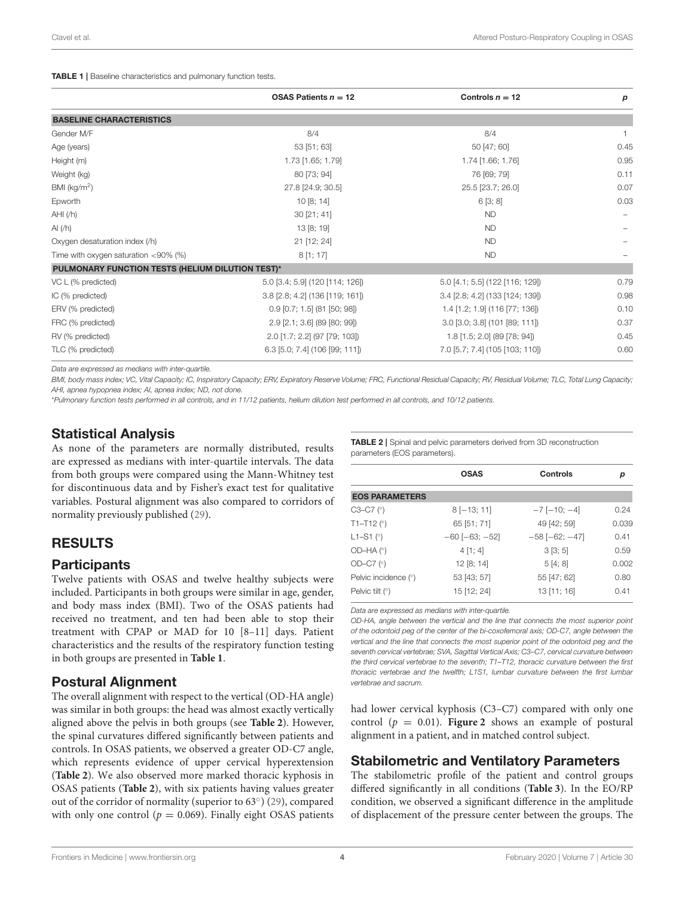**TABLE 1 |** Baseline characteristics and pulmonary function tests.

| | OSAS Patients $n = 12$ | Controls $n = 12$ | $p$ |
|---|---|---|---|
| **BASELINE CHARACTERISTICS** | | | |
| Gender M/F | 8/4 | 8/4 | 1 |
| Age (years) | 53 [51; 63] | 50 [47; 60] | 0.45 |
| Height (m) | 1.73 [1.65; 1.79] | 1.74 [1.66; 1.76] | 0.95 |
| Weight (kg) | 80 [73; 94] | 76 [69; 79] | 0.11 |
| BMI (kg/m$^2$) | 27.8 [24.9; 30.5] | 25.5 [23.7; 26.0] | 0.07 |
| Epworth | 10 [8; 14] | 6 [3; 8] | 0.03 |
| AHI (/h) | 30 [21; 41] | ND | – |
| AI (/h) | 13 [8; 19] | ND | – |
| Oxygen desaturation index (/h) | 21 [12; 24] | ND | – |
| Time with oxygen saturation <90% (%) | 8 [1; 17] | ND | – |
| **PULMONARY FUNCTION TESTS (HELIUM DILUTION TEST)*** | | | |
| VC L (% predicted) | 5.0 [3.4; 5.9] (120 [114; 126]) | 5.0 [4.1; 5.5] (122 [116; 129]) | 0.79 |
| IC (% predicted) | 3.8 [2.8; 4.2] (136 [119; 161]) | 3.4 [2.8; 4.2] (133 [124; 139]) | 0.98 |
| ERV (% predicted) | 0.9 [0.7; 1.5] (81 [50; 98]) | 1.4 [1.2; 1.9] (116 [77; 136]) | 0.10 |
| FRC (% predicted) | 2.9 [2.1; 3.6] (89 [80; 99]) | 3.0 [3.0; 3.8] (101 [89; 111]) | 0.37 |
| RV (% predicted) | 2.0 [1.7; 2.2] (97 [79; 103]) | 1.8 [1.5; 2.0] (89 [78; 94]) | 0.45 |
| TLC (% predicted) | 6.3 [5.0; 7.4] (106 [99; 111]) | 7.0 [5.7; 7.4] (105 [103; 110]) | 0.60 |

*Data are expressed as medians with inter-quartile.*

*BMI, body mass index; VC, Vital Capacity; IC, Inspiratory Capacity; ERV, Expiratory Reserve Volume; FRC, Functional Residual Capacity; RV, Residual Volume; TLC, Total Lung Capacity; AHI, apnea hypopnea index; AI, apnea index; ND, not done.*

*\*Pulmonary function tests performed in all controls, and in 11/12 patients, helium dilution test performed in all controls, and 10/12 patients.*

## Statistical Analysis

As none of the parameters are normally distributed, results are expressed as medians with inter-quartile intervals. The data from both groups were compared using the Mann-Whitney test for discontinuous data and by Fisher's exact test for qualitative variables. Postural alignment was also compared to corridors of normality previously published (29).

# RESULTS

## Participants

Twelve patients with OSAS and twelve healthy subjects were included. Participants in both groups were similar in age, gender, and body mass index (BMI). Two of the OSAS patients had received no treatment, and ten had been able to stop their treatment with CPAP or MAD for 10 [8–11] days. Patient characteristics and the results of the respiratory function testing in both groups are presented in **Table 1**.

## Postural Alignment

The overall alignment with respect to the vertical (OD-HA angle) was similar in both groups: the head was almost exactly vertically aligned above the pelvis in both groups (see **Table 2**). However, the spinal curvatures differed significantly between patients and controls. In OSAS patients, we observed a greater OD-C7 angle, which represents evidence of upper cervical hyperextension (**Table 2**). We also observed more marked thoracic kyphosis in OSAS patients (**Table 2**), with six patients having values greater out of the corridor of normality (superior to 63°) (29), compared with only one control ($p = 0.069$). Finally eight OSAS patients had lower cervical kyphosis (C3–C7) compared with only one control ($p = 0.01$). **Figure 2** shows an example of postural alignment in a patient, and in matched control subject.

**TABLE 2 |** Spinal and pelvic parameters derived from 3D reconstruction parameters (EOS parameters).

| | OSAS | Controls | $p$ |
|---|---|---|---|
| **EOS PARAMETERS** | | | |
| C3–C7 (°) | 8 [−13; 11] | −7 [−10; −4] | 0.24 |
| T1–T12 (°) | 65 [51; 71] | 49 [42; 59] | 0.039 |
| L1–S1 (°) | −60 [−63; −52] | −58 [−62; −47] | 0.41 |
| OD–HA (°) | 4 [1; 4] | 3 [3; 5] | 0.59 |
| OD–C7 (°) | 12 [8; 14] | 5 [4; 8] | 0.002 |
| Pelvic incidence (°) | 53 [43; 57] | 55 [47; 62] | 0.80 |
| Pelvic tilt (°) | 15 [12; 24] | 13 [11; 16] | 0.41 |

*Data are expressed as medians with inter-quartile.*

*OD-HA, angle between the vertical and the line that connects the most superior point of the odontoid peg of the center of the bi-coxofemoral axis; OD-C7, angle between the vertical and the line that connects the most superior point of the odontoid peg and the seventh cervical vertebrae; SVA, Sagittal Vertical Axis; C3–C7, cervical curvature between the third cervical vertebrae to the seventh; T1–T12, thoracic curvature between the first thoracic vertebrae and the twelfth; L1S1, lumbar curvature between the first lumbar vertebrae and sacrum.*

## Stabilometric and Ventilatory Parameters

The stabilometric profile of the patient and control groups differed significantly in all conditions (**Table 3**). In the EO/RP condition, we observed a significant difference in the amplitude of displacement of the pressure center between the groups. The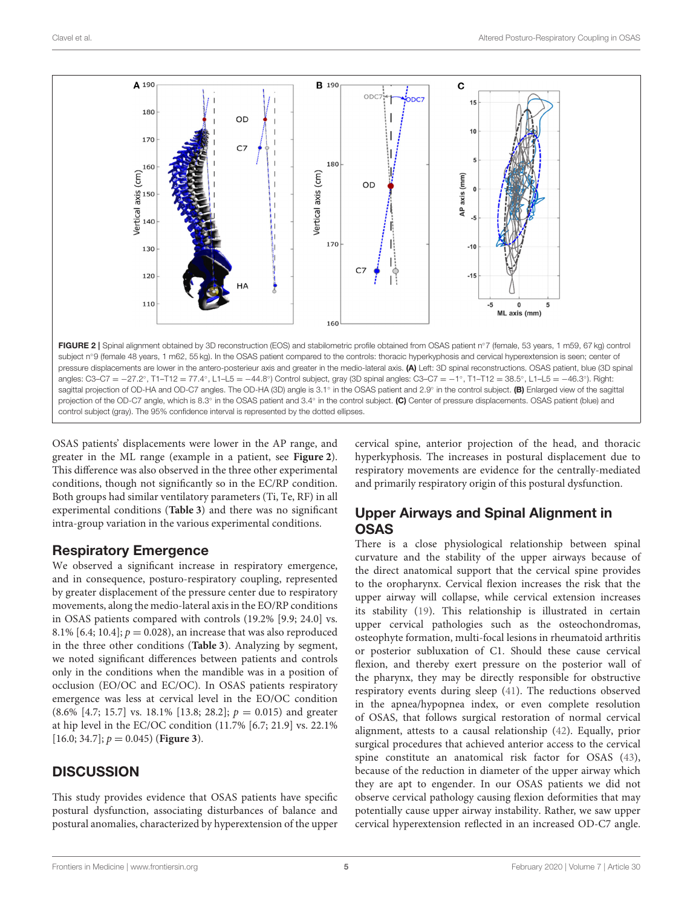**FIGURE 2** | Spinal alignment obtained by 3D reconstruction (EOS) and stabilometric profile obtained from OSAS patient n°7 (female, 53 years, 1 m59, 67 kg) control subject n°9 (female 48 years, 1 m62, 55 kg). In the OSAS patient compared to the controls: thoracic hyperkyphosis and cervical hyperextension is seen; center of pressure displacements are lower in the antero-posterieur axis and greater in the medio-lateral axis. **(A)** Left: 3D spinal reconstructions. OSAS patient, blue (3D spinal angles: C3–C7 = −27.2°, T1–T12 = 77.4°, L1–L5 = −44.8°) Control subject, gray (3D spinal angles: C3–C7 = −1°, T1–T12 = 38.5°, L1–L5 = −46.3°). Right: sagittal projection of OD-HA and OD-C7 angles. The OD-HA (3D) angle is 3.1° in the OSAS patient and 2.9° in the control subject. **(B)** Enlarged view of the sagittal projection of the OD-C7 angle, which is 8.3° in the OSAS patient and 3.4° in the control subject. **(C)** Center of pressure displacements. OSAS patient (blue) and control subject (gray). The 95% confidence interval is represented by the dotted ellipses.

OSAS patients' displacements were lower in the AP range, and greater in the ML range (example in a patient, see **Figure 2**). This difference was also observed in the three other experimental conditions, though not significantly so in the EC/RP condition. Both groups had similar ventilatory parameters (Ti, Te, RF) in all experimental conditions (**Table 3**) and there was no significant intra-group variation in the various experimental conditions.

## Respiratory Emergence

We observed a significant increase in respiratory emergence, and in consequence, posturo-respiratory coupling, represented by greater displacement of the pressure center due to respiratory movements, along the medio-lateral axis in the EO/RP conditions in OSAS patients compared with controls (19.2% [9.9; 24.0] vs. 8.1% [6.4; 10.4]; $p = 0.028$), an increase that was also reproduced in the three other conditions (**Table 3**). Analyzing by segment, we noted significant differences between patients and controls only in the conditions when the mandible was in a position of occlusion (EO/OC and EC/OC). In OSAS patients respiratory emergence was less at cervical level in the EO/OC condition (8.6% [4.7; 15.7] vs. 18.1% [13.8; 28.2]; $p = 0.015$) and greater at hip level in the EC/OC condition (11.7% [6.7; 21.9] vs. 22.1% [16.0; 34.7]; $p = 0.045$) (**Figure 3**).

# DISCUSSION

This study provides evidence that OSAS patients have specific postural dysfunction, associating disturbances of balance and postural anomalies, characterized by hyperextension of the upper cervical spine, anterior projection of the head, and thoracic hyperkyphosis. The increases in postural displacement due to respiratory movements are evidence for the centrally-mediated and primarily respiratory origin of this postural dysfunction.

## Upper Airways and Spinal Alignment in OSAS

There is a close physiological relationship between spinal curvature and the stability of the upper airways because of the direct anatomical support that the cervical spine provides to the oropharynx. Cervical flexion increases the risk that the upper airway will collapse, while cervical extension increases its stability (19). This relationship is illustrated in certain upper cervical pathologies such as the osteochondromas, osteophyte formation, multi-focal lesions in rheumatoid arthritis or posterior subluxation of C1. Should these cause cervical flexion, and thereby exert pressure on the posterior wall of the pharynx, they may be directly responsible for obstructive respiratory events during sleep (41). The reductions observed in the apnea/hypopnea index, or even complete resolution of OSAS, that follows surgical restoration of normal cervical alignment, attests to a causal relationship (42). Equally, prior surgical procedures that achieved anterior access to the cervical spine constitute an anatomical risk factor for OSAS (43), because of the reduction in diameter of the upper airway which they are apt to engender. In our OSAS patients we did not observe cervical pathology causing flexion deformities that may potentially cause upper airway instability. Rather, we saw upper cervical hyperextension reflected in an increased OD-C7 angle.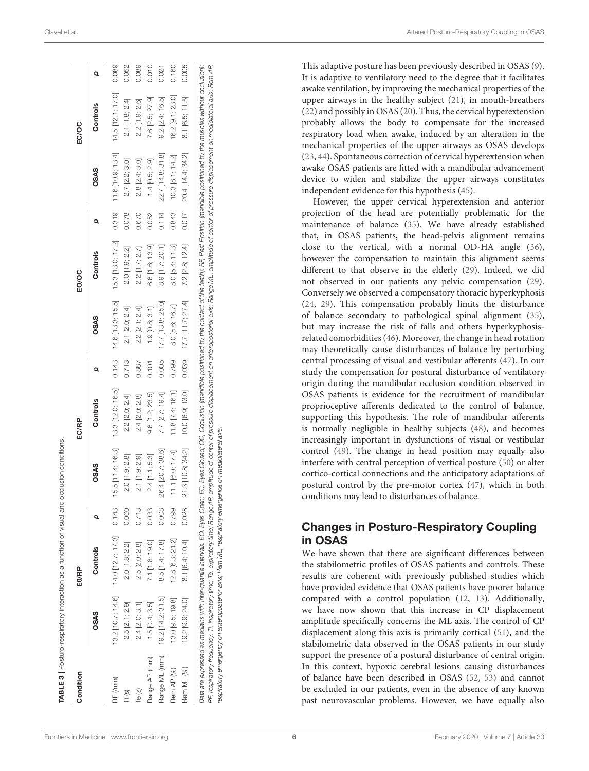**TABLE 3** | Posturo-respiratory interaction as a function of visual and occlusion conditions.

| Condition | E0/RP | | | EC/RP | | | EO/OC | | | EC/OC | | |
|---|---|---|---|---|---|---|---|---|---|---|---|---|
| | OSAS | Controls | p | OSAS | Controls | p | OSAS | Controls | p | OSAS | Controls | p |
| RF (/min) | 13.2 [10.7; 14.6] | 14.0 [12.7; 17.3] | 0.143 | 15.5 [11.4; 16.3] | 13.3 [12.0; 16.5] | 0.143 | 14.6 [13.3; 15.5] | 15.3 [13.0; 17.2] | 0.319 | 11.6 [10.9; 13.4] | 14.5 [12.1; 17.0] | 0.089 |
| Ti (s) | 2.5 [2.1; 2.9] | 2.0 [1.8; 2.2] | 0.060 | 2.0 [1.9; 2.8] | 2.2 [2.0; 2.4] | 0.713 | 2.1 [2.0; 2.4] | 2.0 [1.9; 2.2] | 0.078 | 2.7 [2.2; 3.0] | 2.1 [1.8; 2.4] | 0.052 |
| Te (s) | 2.4 [2.0; 3.1] | 2.5 [2.0; 2.8] | 0.713 | 2.1 [1.9; 2.9] | 2.4 [2.0; 2.8] | 0.887 | 2.2 [2.1; 2.4] | 2.2 [1.7; 2.7] | 0.670 | 2.8 [2.4; 3.0] | 2.2 [1.9; 2.6] | 0.089 |
| Range AP (mm) | 1.5 [0.4; 3.5] | 7.1 [1.8; 19.0] | 0.033 | 2.4 [1.1; 5.3] | 9.6 [1.2; 23.5] | 0.101 | 1.9 [0.8; 3.1] | 6.6 [1.6; 13.9] | 0.052 | 1.4 [0.5; 2.9] | 7.6 [2.5; 27.9] | 0.010 |
| Range ML (mm) | 19.2 [14.2; 31.5] | 8.5 [1.4; 17.8] | 0.008 | 26.4 [20.7; 38.6] | 7.7 [2.7; 19.4] | 0.005 | 17.7 [13.8; 25.0] | 8.9 [1.7; 20.1] | 0.114 | 22.7 [14.8; 31.8] | 9.2 [2.4; 16.5] | 0.021 |
| Rem AP (%) | 13.0 [9.5; 19.8] | 12.8 [6.3; 21.2] | 0.799 | 11.1 [6.0; 17.4] | 11.8 [7.4; 16.1] | 0.799 | 8.0 [5.6; 16.7] | 8.0 [5.4; 11.3] | 0.843 | 10.3 [8.1; 14.2] | 16.2 [9.1; 23.0] | 0.160 |
| Rem ML (%) | 19.2 [9.9; 24.0] | 8.1 [6.4; 10.4] | 0.028 | 21.3 [10.8; 34.2] | 10.0 [6.9; 13.0] | 0.039 | 17.7 [11.7; 27.4] | 7.2 [2.8; 12.4] | 0.017 | 20.4 [14.4; 34.2] | 8.1 [6.5; 11.5] | 0.005 |

*Data are expressed as medians with inter-quartile intervals. EO, Eyes Open; EC, Eyes Closed; OC, Occlusion (mandible positioned by the contact of the teeth); RP, Rest Position (mandible positioned by the muscles without occlusion); RF, respiratory frequency; Ti, inspiratory time; Te, expiratory time; Range AP, amplitude of center of pressure displacement on anteroposterior axis; Range ML, amplitude of center of pressure displacement on mediolateral axis; Rem AP, respiratory emergency on anteroposterior axis; Rem ML, respiratory emergence on mediolateral axis.*

This adaptive posture has been previously described in OSAS (9). It is adaptive to ventilatory need to the degree that it facilitates awake ventilation, by improving the mechanical properties of the upper airways in the healthy subject (21), in mouth-breathers (22) and possibly in OSAS (20). Thus, the cervical hyperextension probably allows the body to compensate for the increased respiratory load when awake, induced by an alteration in the mechanical properties of the upper airways as OSAS develops (23, 44). Spontaneous correction of cervical hyperextension when awake OSAS patients are fitted with a mandibular advancement device to widen and stabilize the upper airways constitutes independent evidence for this hypothesis (45).

However, the upper cervical hyperextension and anterior projection of the head are potentially problematic for the maintenance of balance (35). We have already established that, in OSAS patients, the head-pelvis alignment remains close to the vertical, with a normal OD-HA angle (36), however the compensation to maintain this alignment seems different to that observe in the elderly (29). Indeed, we did not observed in our patients any pelvic compensation (29). Conversely we observed a compensatory thoracic hyperkyphosis (24, 29). This compensation probably limits the disturbance of balance secondary to pathological spinal alignment (35), but may increase the risk of falls and others hyperkyphosis-related comorbidities (46). Moreover, the change in head rotation may theoretically cause disturbances of balance by perturbing central processing of visual and vestibular afferents (47). In our study the compensation for postural disturbance of ventilatory origin during the mandibular occlusion condition observed in OSAS patients is evidence for the recruitment of mandibular proprioceptive afferents dedicated to the control of balance, supporting this hypothesis. The role of mandibular afferents is normally negligible in healthy subjects (48), and becomes increasingly important in dysfunctions of visual or vestibular control (49). The change in head position may equally also interfere with central perception of vertical posture (50) or alter cortico-cortical connections and the anticipatory adaptations of postural control by the pre-motor cortex (47), which in both conditions may lead to disturbances of balance.

## Changes in Posturo-Respiratory Coupling in OSAS

We have shown that there are significant differences between the stabilometric profiles of OSAS patients and controls. These results are coherent with previously published studies which have provided evidence that OSAS patients have poorer balance compared with a control population (12, 13). Additionally, we have now shown that this increase in CP displacement amplitude specifically concerns the ML axis. The control of CP displacement along this axis is primarily cortical (51), and the stabilometric data observed in the OSAS patients in our study support the presence of a postural disturbance of central origin. In this context, hypoxic cerebral lesions causing disturbances of balance have been described in OSAS (52, 53) and cannot be excluded in our patients, even in the absence of any known past neurovascular problems. However, we have equally also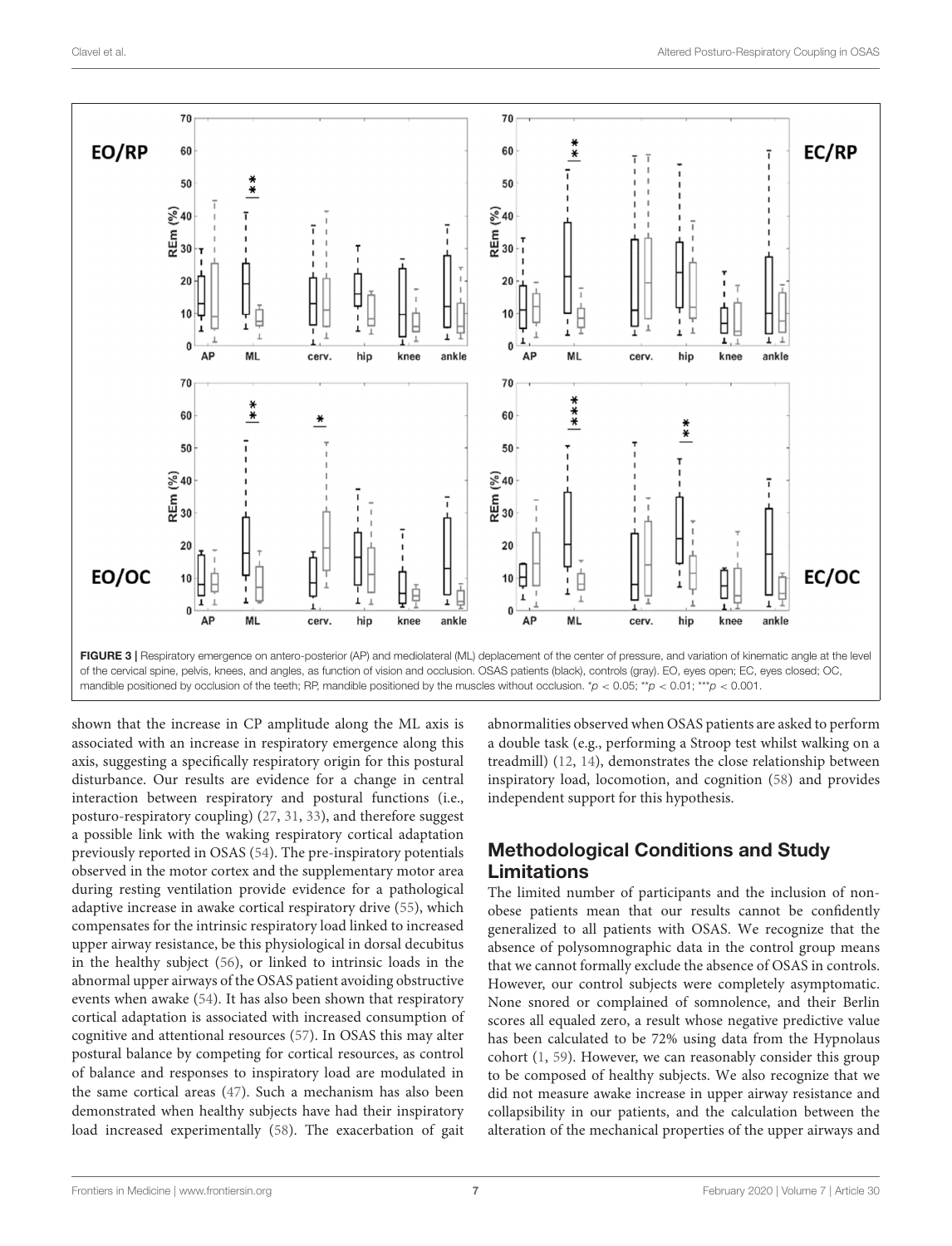**FIGURE 3 |** Respiratory emergence on antero-posterior (AP) and mediolateral (ML) deplacement of the center of pressure, and variation of kinematic angle at the level of the cervical spine, pelvis, knees, and angles, as function of vision and occlusion. OSAS patients (black), controls (gray). EO, eyes open; EC, eyes closed; OC, mandible positioned by occlusion of the teeth; RP, mandible positioned by the muscles without occlusion. $^*p < 0.05$; $^{**}p < 0.01$; $^{***}p < 0.001$.

shown that the increase in CP amplitude along the ML axis is associated with an increase in respiratory emergence along this axis, suggesting a specifically respiratory origin for this postural disturbance. Our results are evidence for a change in central interaction between respiratory and postural functions (i.e., posturo-respiratory coupling) (27, 31, 33), and therefore suggest a possible link with the waking respiratory cortical adaptation previously reported in OSAS (54). The pre-inspiratory potentials observed in the motor cortex and the supplementary motor area during resting ventilation provide evidence for a pathological adaptive increase in awake cortical respiratory drive (55), which compensates for the intrinsic respiratory load linked to increased upper airway resistance, be this physiological in dorsal decubitus in the healthy subject (56), or linked to intrinsic loads in the abnormal upper airways of the OSAS patient avoiding obstructive events when awake (54). It has also been shown that respiratory cortical adaptation is associated with increased consumption of cognitive and attentional resources (57). In OSAS this may alter postural balance by competing for cortical resources, as control of balance and responses to inspiratory load are modulated in the same cortical areas (47). Such a mechanism has also been demonstrated when healthy subjects have had their inspiratory load increased experimentally (58). The exacerbation of gait abnormalities observed when OSAS patients are asked to perform a double task (e.g., performing a Stroop test whilst walking on a treadmill) (12, 14), demonstrates the close relationship between inspiratory load, locomotion, and cognition (58) and provides independent support for this hypothesis.

## Methodological Conditions and Study Limitations

The limited number of participants and the inclusion of non-obese patients mean that our results cannot be confidently generalized to all patients with OSAS. We recognize that the absence of polysomnographic data in the control group means that we cannot formally exclude the absence of OSAS in controls. However, our control subjects were completely asymptomatic. None snored or complained of somnolence, and their Berlin scores all equaled zero, a result whose negative predictive value has been calculated to be 72% using data from the Hypnolaus cohort (1, 59). However, we can reasonably consider this group to be composed of healthy subjects. We also recognize that we did not measure awake increase in upper airway resistance and collapsibility in our patients, and the calculation between the alteration of the mechanical properties of the upper airways and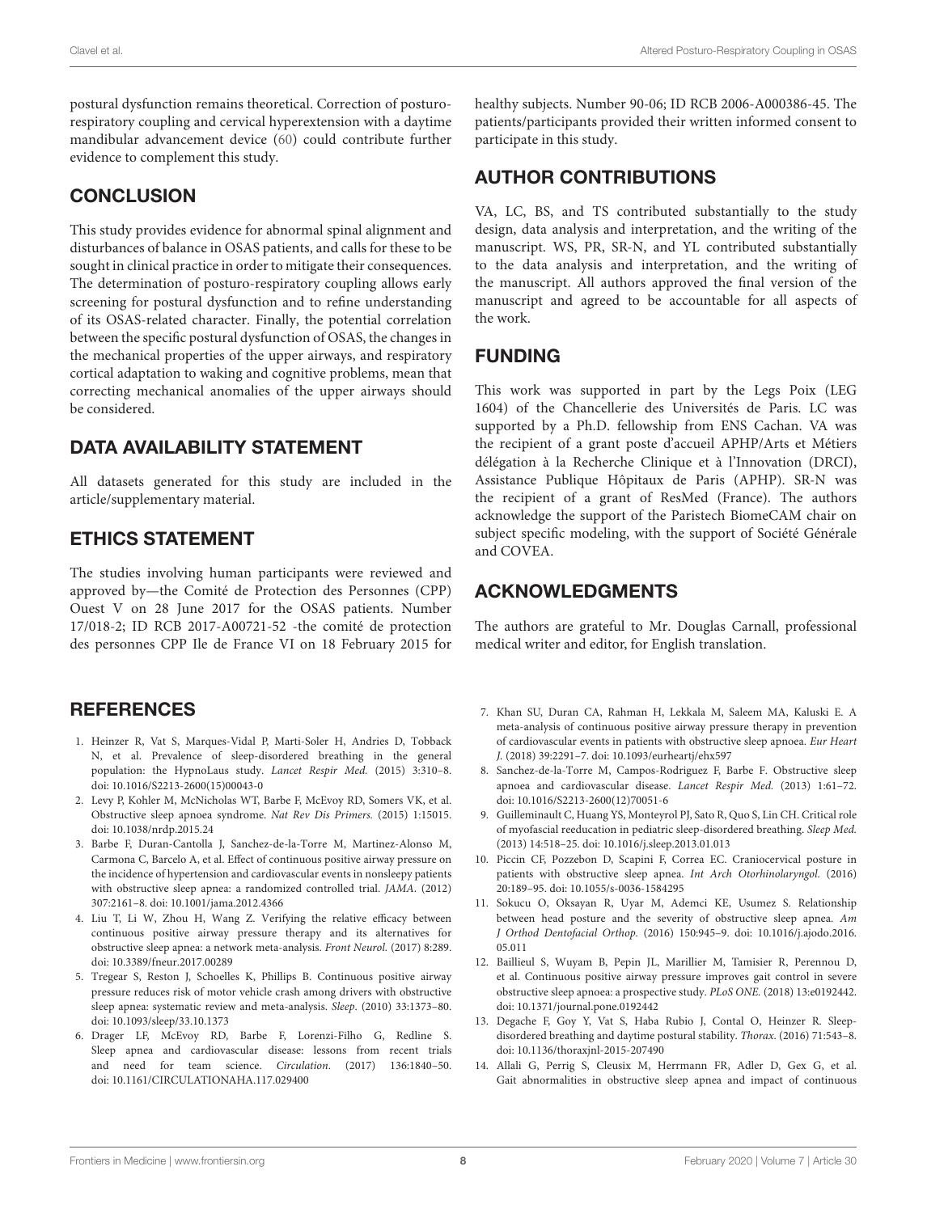postural dysfunction remains theoretical. Correction of posturo-respiratory coupling and cervical hyperextension with a daytime mandibular advancement device (60) could contribute further evidence to complement this study.

## CONCLUSION

This study provides evidence for abnormal spinal alignment and disturbances of balance in OSAS patients, and calls for these to be sought in clinical practice in order to mitigate their consequences. The determination of posturo-respiratory coupling allows early screening for postural dysfunction and to refine understanding of its OSAS-related character. Finally, the potential correlation between the specific postural dysfunction of OSAS, the changes in the mechanical properties of the upper airways, and respiratory cortical adaptation to waking and cognitive problems, mean that correcting mechanical anomalies of the upper airways should be considered.

## DATA AVAILABILITY STATEMENT

All datasets generated for this study are included in the article/supplementary material.

## ETHICS STATEMENT

The studies involving human participants were reviewed and approved by—the Comité de Protection des Personnes (CPP) Ouest V on 28 June 2017 for the OSAS patients. Number 17/018-2; ID RCB 2017-A00721-52 -the comité de protection des personnes CPP Ile de France VI on 18 February 2015 for healthy subjects. Number 90-06; ID RCB 2006-A000386-45. The patients/participants provided their written informed consent to participate in this study.

## AUTHOR CONTRIBUTIONS

VA, LC, BS, and TS contributed substantially to the study design, data analysis and interpretation, and the writing of the manuscript. WS, PR, SR-N, and YL contributed substantially to the data analysis and interpretation, and the writing of the manuscript. All authors approved the final version of the manuscript and agreed to be accountable for all aspects of the work.

## FUNDING

This work was supported in part by the Legs Poix (LEG 1604) of the Chancellerie des Universités de Paris. LC was supported by a Ph.D. fellowship from ENS Cachan. VA was the recipient of a grant poste d'accueil APHP/Arts et Métiers délégation à la Recherche Clinique et à l'Innovation (DRCI), Assistance Publique Hôpitaux de Paris (APHP). SR-N was the recipient of a grant of ResMed (France). The authors acknowledge the support of the Paristech BiomeCAM chair on subject specific modeling, with the support of Société Générale and COVEA.

## ACKNOWLEDGMENTS

The authors are grateful to Mr. Douglas Carnall, professional medical writer and editor, for English translation.

## REFERENCES

1. Heinzer R, Vat S, Marques-Vidal P, Marti-Soler H, Andries D, Tobback N, et al. Prevalence of sleep-disordered breathing in the general population: the HypnoLaus study. *Lancet Respir Med.* (2015) 3:310–8. doi: 10.1016/S2213-2600(15)00043-0
2. Levy P, Kohler M, McNicholas WT, Barbe F, McEvoy RD, Somers VK, et al. Obstructive sleep apnoea syndrome. *Nat Rev Dis Primers.* (2015) 1:15015. doi: 10.1038/nrdp.2015.24
3. Barbe F, Duran-Cantolla J, Sanchez-de-la-Torre M, Martinez-Alonso M, Carmona C, Barcelo A, et al. Effect of continuous positive airway pressure on the incidence of hypertension and cardiovascular events in nonsleepy patients with obstructive sleep apnea: a randomized controlled trial. *JAMA.* (2012) 307:2161–8. doi: 10.1001/jama.2012.4366
4. Liu T, Li W, Zhou H, Wang Z. Verifying the relative efficacy between continuous positive airway pressure therapy and its alternatives for obstructive sleep apnea: a network meta-analysis. *Front Neurol.* (2017) 8:289. doi: 10.3389/fneur.2017.00289
5. Tregear S, Reston J, Schoelles K, Phillips B. Continuous positive airway pressure reduces risk of motor vehicle crash among drivers with obstructive sleep apnea: systematic review and meta-analysis. *Sleep.* (2010) 33:1373–80. doi: 10.1093/sleep/33.10.1373
6. Drager LF, McEvoy RD, Barbe F, Lorenzi-Filho G, Redline S. Sleep apnea and cardiovascular disease: lessons from recent trials and need for team science. *Circulation.* (2017) 136:1840–50. doi: 10.1161/CIRCULATIONAHA.117.029400
7. Khan SU, Duran CA, Rahman H, Lekkala M, Saleem MA, Kaluski E. A meta-analysis of continuous positive airway pressure therapy in prevention of cardiovascular events in patients with obstructive sleep apnoea. *Eur Heart J.* (2018) 39:2291–7. doi: 10.1093/eurheartj/ehx597
8. Sanchez-de-la-Torre M, Campos-Rodriguez F, Barbe F. Obstructive sleep apnoea and cardiovascular disease. *Lancet Respir Med.* (2013) 1:61–72. doi: 10.1016/S2213-2600(12)70051-6
9. Guilleminault C, Huang YS, Monteyrol PJ, Sato R, Quo S, Lin CH. Critical role of myofascial reeducation in pediatric sleep-disordered breathing. *Sleep Med.* (2013) 14:518–25. doi: 10.1016/j.sleep.2013.01.013
10. Piccin CF, Pozzebon D, Scapini F, Correa EC. Craniocervical posture in patients with obstructive sleep apnea. *Int Arch Otorhinolaryngol.* (2016) 20:189–95. doi: 10.1055/s-0036-1584295
11. Sokucu O, Oksayan R, Uyar M, Ademci KE, Usumez S. Relationship between head posture and the severity of obstructive sleep apnea. *Am J Orthod Dentofacial Orthop.* (2016) 150:945–9. doi: 10.1016/j.ajodo.2016.05.011
12. Baillieul S, Wuyam B, Pepin JL, Marillier M, Tamisier R, Perennou D, et al. Continuous positive airway pressure improves gait control in severe obstructive sleep apnoea: a prospective study. *PLoS ONE.* (2018) 13:e0192442. doi: 10.1371/journal.pone.0192442
13. Degache F, Goy Y, Vat S, Haba Rubio J, Contal O, Heinzer R. Sleep-disordered breathing and daytime postural stability. *Thorax.* (2016) 71:543–8. doi: 10.1136/thoraxjnl-2015-207490
14. Allali G, Perrig S, Cleusix M, Herrmann FR, Adler D, Gex G, et al. Gait abnormalities in obstructive sleep apnea and impact of continuous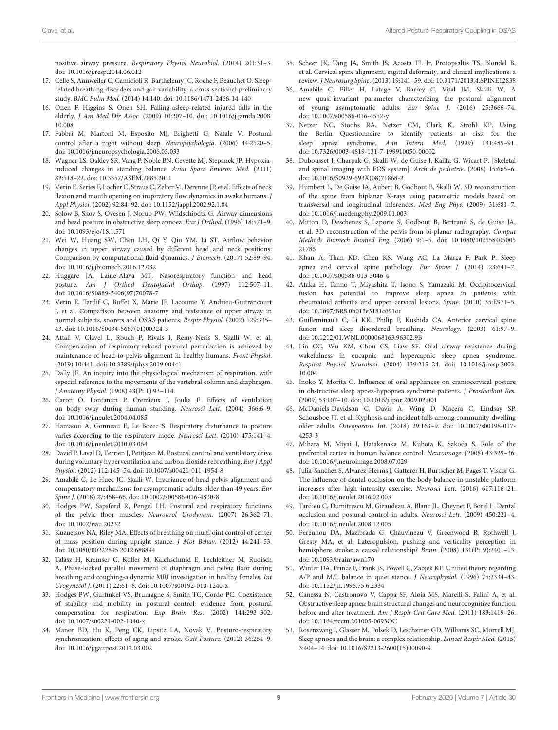positive airway pressure. *Respiratory Physiol Neurobiol*. (2014) 201:31–3. doi: 10.1016/j.resp.2014.06.012

15. Celle S, Annweiler C, Camicioli R, Barthelemy JC, Roche F, Beauchet O. Sleep-related breathing disorders and gait variability: a cross-sectional preliminary study. *BMC Pulm Med*. (2014) 14:140. doi: 10.1186/1471-2466-14-140
16. Onen F, Higgins S, Onen SH. Falling-asleep-related injured falls in the elderly. *J Am Med Dir Assoc*. (2009) 10:207–10. doi: 10.1016/j.jamda.2008.10.008
17. Fabbri M, Martoni M, Esposito MJ, Brighetti G, Natale V. Postural control after a night without sleep. *Neuropsychologia*. (2006) 44:2520–5. doi: 10.1016/j.neuropsychologia.2006.03.033
18. Wagner LS, Oakley SR, Vang P, Noble BN, Cevette MJ, Stepanek JP. Hypoxia-induced changes in standing balance. *Aviat Space Environ Med*. (2011) 82:518–22. doi: 10.3357/ASEM.2885.2011
19. Verin E, Series F, Locher C, Straus C, Zelter M, Derenne JP, et al. Effects of neck flexion and mouth opening on inspiratory flow dynamics in awake humans. *J Appl Physiol*. (2002) 92:84–92. doi: 10.1152/jappl.2002.92.1.84
20. Solow B, Skov S, Ovesen J, Norup PW, Wildschiodtz G. Airway dimensions and head posture in obstructive sleep apnoea. *Eur J Orthod*. (1996) 18:571–9. doi: 10.1093/ejo/18.1.571
21. Wei W, Huang SW, Chen LH, Qi Y, Qiu YM, Li ST. Airflow behavior changes in upper airway caused by different head and neck positions: Comparison by computational fluid dynamics. *J Biomech*. (2017) 52:89–94. doi: 10.1016/j.jbiomech.2016.12.032
22. Huggare JA, Laine-Alava MT. Nasorespiratory function and head posture. *Am J Orthod Dentofacial Orthop*. (1997) 112:507–11. doi: 10.1016/S0889-5406(97)70078-7
23. Verin E, Tardif C, Buffet X, Marie JP, Lacoume Y, Andrieu-Guitrancourt J, et al. Comparison between anatomy and resistance of upper airway in normal subjects, snorers and OSAS patients. *Respir Physiol*. (2002) 129:335–43. doi: 10.1016/S0034-5687(01)00324-3
24. Attali V, Clavel L, Rouch P, Rivals I, Remy-Neris S, Skalli W, et al. Compensation of respiratory-related postural perturbation is achieved by maintenance of head-to-pelvis alignment in healthy humans. *Front Physiol*. (2019) 10:441. doi: 10.3389/fphys.2019.00441
25. Dally JF. An inquiry into the physiological mechanism of respiration, with especial reference to the movements of the vertebral column and diaphragm. *J Anatomy Physiol*. (1908) 43(Pt 1):93–114.
26. Caron O, Fontanari P, Cremieux J, Joulia F. Effects of ventilation on body sway during human standing. *Neurosci Lett*. (2004) 366:6–9. doi: 10.1016/j.neulet.2004.04.085
27. Hamaoui A, Gonneau E, Le Bozec S. Respiratory disturbance to posture varies according to the respiratory mode. *Neurosci Lett*. (2010) 475:141–4. doi: 10.1016/j.neulet.2010.03.064
28. David P, Laval D, Terrien J, Petitjean M. Postural control and ventilatory drive during voluntary hyperventilation and carbon dioxide rebreathing. *Eur J Appl Physiol*. (2012) 112:145–54. doi: 10.1007/s00421-011-1954-8
29. Amabile C, Le Huec JC, Skalli W. Invariance of head-pelvis alignment and compensatory mechanisms for asymptomatic adults older than 49 years. *Eur Spine J*. (2018) 27:458–66. doi: 10.1007/s00586-016-4830-8
30. Hodges PW, Sapsford R, Pengel LH. Postural and respiratory functions of the pelvic floor muscles. *Neurourol Urodynam*. (2007) 26:362–71. doi: 10.1002/nau.20232
31. Kuznetsov NA, Riley MA. Effects of breathing on multijoint control of center of mass position during upright stance. *J Mot Behav*. (2012) 44:241–53. doi: 10.1080/00222895.2012.688894
32. Talasz H, Kremser C, Kofler M, Kalchschmid E, Lechleitner M, Rudisch A. Phase-locked parallel movement of diaphragm and pelvic floor during breathing and coughing-a dynamic MRI investigation in healthy females. *Int Urogynecol J*. (2011) 22:61–8. doi: 10.1007/s00192-010-1240-z
33. Hodges PW, Gurfinkel VS, Brumagne S, Smith TC, Cordo PC. Coexistence of stability and mobility in postural control: evidence from postural compensation for respiration. *Exp Brain Res*. (2002) 144:293–302. doi: 10.1007/s00221-002-1040-x
34. Manor BD, Hu K, Peng CK, Lipsitz LA, Novak V. Posturo-respiratory synchronization: effects of aging and stroke. *Gait Posture*. (2012) 36:254–9. doi: 10.1016/j.gaitpost.2012.03.002
35. Scheer JK, Tang JA, Smith JS, Acosta FL Jr, Protopsaltis TS, Blondel B, et al. Cervical spine alignment, sagittal deformity, and clinical implications: a review. *J Neurosurg Spine*. (2013) 19:141–59. doi: 10.3171/2013.4.SPINE12838
36. Amabile C, Pillet H, Lafage V, Barrey C, Vital JM, Skalli W. A new quasi-invariant parameter characterizing the postural alignment of young asymptomatic adults. *Eur Spine J*. (2016) 25:3666–74. doi: 10.1007/s00586-016-4552-y
37. Netzer NC, Stoohs RA, Netzer CM, Clark K, Strohl KP. Using the Berlin Questionnaire to identify patients at risk for the sleep apnea syndrome. *Ann Intern Med*. (1999) 131:485–91. doi: 10.7326/0003-4819-131-7-199910050-00002
38. Dubousset J, Charpak G, Skalli W, de Guise J, Kalifa G, Wicart P. [Skeletal and spinal imaging with EOS system]. *Arch de pediatrie*. (2008) 15:665–6. doi: 10.1016/S0929-693X(08)71868-2
39. Humbert L, De Guise JA, Aubert B, Godbout B, Skalli W. 3D reconstruction of the spine from biplanar X-rays using parametric models based on transversal and longitudinal inferences. *Med Eng Phys*. (2009) 31:681–7. doi: 10.1016/j.medengphy.2009.01.003
40. Mitton D, Deschenes S, Laporte S, Godbout B, Bertrand S, de Guise JA, et al. 3D reconstruction of the pelvis from bi-planar radiography. *Comput Methods Biomech Biomed Eng*. (2006) 9:1–5. doi: 10.1080/10255840500521786
41. Khan A, Than KD, Chen KS, Wang AC, La Marca F, Park P. Sleep apnea and cervical spine pathology. *Eur Spine J*. (2014) 23:641–7. doi: 10.1007/s00586-013-3046-4
42. Ataka H, Tanno T, Miyashita T, Isono S, Yamazaki M. Occipitocervical fusion has potential to improve sleep apnea in patients with rheumatoid arthritis and upper cervical lesions. *Spine*. (2010) 35:E971–5. doi: 10.1097/BRS.0b013e3181c691df
43. Guilleminault C, Li KK, Philip P, Kushida CA. Anterior cervical spine fusion and sleep disordered breathing. *Neurology*. (2003) 61:97–9. doi: 10.1212/01.WNL.0000068163.96302.9B
44. Lin CC, Wu KM, Chou CS, Liaw SF. Oral airway resistance during wakefulness in eucapnic and hypercapnic sleep apnea syndrome. *Respirat Physiol Neurobiol*. (2004) 139:215–24. doi: 10.1016/j.resp.2003.10.004
45. Inoko Y, Morita O. Influence of oral appliances on craniocervical posture in obstructive sleep apnea-hypopnea syndrome patients. *J Prosthodont Res*. (2009) 53:107–10. doi: 10.1016/j.jpor.2009.02.001
46. McDaniels-Davidson C, Davis A, Wing D, Macera C, Lindsay SP, Schousboe JT, et al. Kyphosis and incident falls among community-dwelling older adults. *Osteoporosis Int*. (2018) 29:163–9. doi: 10.1007/s00198-017-4253-3
47. Mihara M, Miyai I, Hatakenaka M, Kubota K, Sakoda S. Role of the prefrontal cortex in human balance control. *Neuroimage*. (2008) 43:329–36. doi: 10.1016/j.neuroimage.2008.07.029
48. Julia-Sanchez S, Alvarez-Herms J, Gatterer H, Burtscher M, Pages T, Viscor G. The influence of dental occlusion on the body balance in unstable platform increases after high intensity exercise. *Neurosci Lett*. (2016) 617:116–21. doi: 10.1016/j.neulet.2016.02.003
49. Tardieu C, Dumitrescu M, Giraudeau A, Blanc JL, Cheynet F, Borel L. Dental occlusion and postural control in adults. *Neurosci Lett*. (2009) 450:221–4. doi: 10.1016/j.neulet.2008.12.005
50. Perennou DA, Mazibrada G, Chauvineau V, Greenwood R, Rothwell J, Gresty MA, et al. Lateropulsion, pushing and verticality perception in hemisphere stroke: a causal relationship? *Brain*. (2008) 131(Pt 9):2401–13. doi: 10.1093/brain/awn170
51. Winter DA, Prince F, Frank JS, Powell C, Zabjek KF. Unified theory regarding A/P and M/L balance in quiet stance. *J Neurophysiol*. (1996) 75:2334–43. doi: 10.1152/jn.1996.75.6.2334
52. Canessa N, Castronovo V, Cappa SF, Aloia MS, Marelli S, Falini A, et al. Obstructive sleep apnea: brain structural changes and neurocognitive function before and after treatment. *Am J Respir Crit Care Med*. (2011) 183:1419–26. doi: 10.1164/rccm.201005-0693OC
53. Rosenzweig I, Glasser M, Polsek D, Leschziner GD, Williams SC, Morrell MJ. Sleep apnoea and the brain: a complex relationship. *Lancet Respir Med*. (2015) 3:404–14. doi: 10.1016/S2213-2600(15)00090-9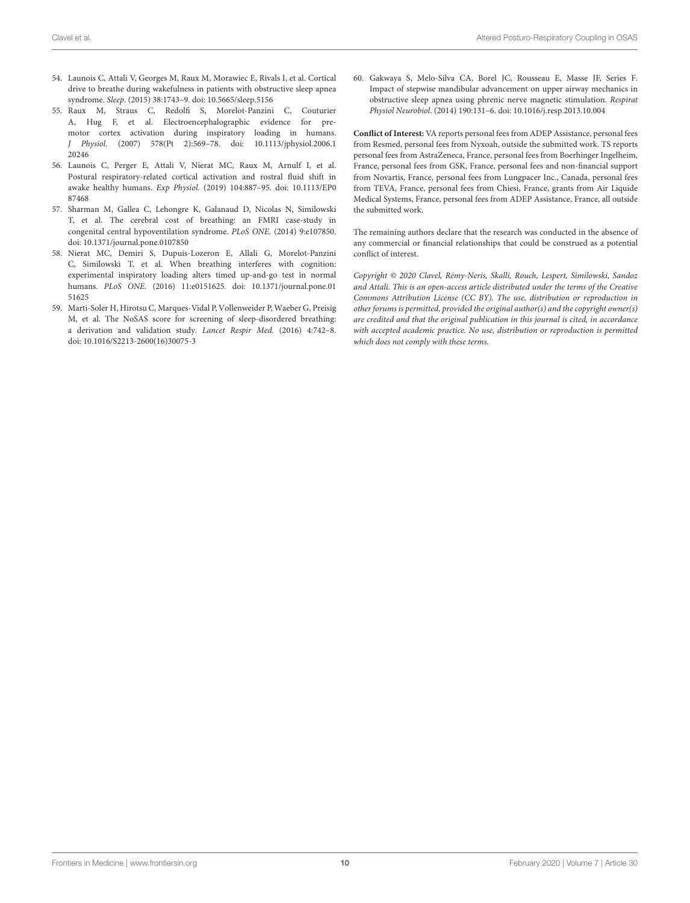54. Launois C, Attali V, Georges M, Raux M, Morawiec E, Rivals I, et al. Cortical drive to breathe during wakefulness in patients with obstructive sleep apnea syndrome. *Sleep*. (2015) 38:1743–9. doi: 10.5665/sleep.5156
55. Raux M, Straus C, Redolfi S, Morelot-Panzini C, Couturier A, Hug F, et al. Electroencephalographic evidence for pre-motor cortex activation during inspiratory loading in humans. *J Physiol*. (2007) 578(Pt 2):569–78. doi: 10.1113/jphysiol.2006.120246
56. Launois C, Perger E, Attali V, Nierat MC, Raux M, Arnulf I, et al. Postural respiratory-related cortical activation and rostral fluid shift in awake healthy humans. *Exp Physiol*. (2019) 104:887–95. doi: 10.1113/EP087468
57. Sharman M, Gallea C, Lehongre K, Galanaud D, Nicolas N, Similowski T, et al. The cerebral cost of breathing: an FMRI case-study in congenital central hypoventilation syndrome. *PLoS ONE*. (2014) 9:e107850. doi: 10.1371/journal.pone.0107850
58. Nierat MC, Demiri S, Dupuis-Lozeron E, Allali G, Morelot-Panzini C, Similowski T, et al. When breathing interferes with cognition: experimental inspiratory loading alters timed up-and-go test in normal humans. *PLoS ONE*. (2016) 11:e0151625. doi: 10.1371/journal.pone.0151625
59. Marti-Soler H, Hirotsu C, Marques-Vidal P, Vollenweider P, Waeber G, Preisig M, et al. The NoSAS score for screening of sleep-disordered breathing: a derivation and validation study. *Lancet Respir Med*. (2016) 4:742–8. doi: 10.1016/S2213-2600(16)30075-3
60. Gakwaya S, Melo-Silva CA, Borel JC, Rousseau E, Masse JF, Series F. Impact of stepwise mandibular advancement on upper airway mechanics in obstructive sleep apnea using phrenic nerve magnetic stimulation. *Respirat Physiol Neurobiol*. (2014) 190:131–6. doi: 10.1016/j.resp.2013.10.004

**Conflict of Interest:** VA reports personal fees from ADEP Assistance, personal fees from Resmed, personal fees from Nyxoah, outside the submitted work. TS reports personal fees from AstraZeneca, France, personal fees from Boerhinger Ingelheim, France, personal fees from GSK, France, personal fees and non-financial support from Novartis, France, personal fees from Lungpacer Inc., Canada, personal fees from TEVA, France, personal fees from Chiesi, France, grants from Air Liquide Medical Systems, France, personal fees from ADEP Assistance, France, all outside the submitted work.

The remaining authors declare that the research was conducted in the absence of any commercial or financial relationships that could be construed as a potential conflict of interest.

*Copyright © 2020 Clavel, Rémy-Neris, Skalli, Rouch, Lespert, Similowski, Sandoz and Attali. This is an open-access article distributed under the terms of the Creative Commons Attribution License (CC BY). The use, distribution or reproduction in other forums is permitted, provided the original author(s) and the copyright owner(s) are credited and that the original publication in this journal is cited, in accordance with accepted academic practice. No use, distribution or reproduction is permitted which does not comply with these terms.*